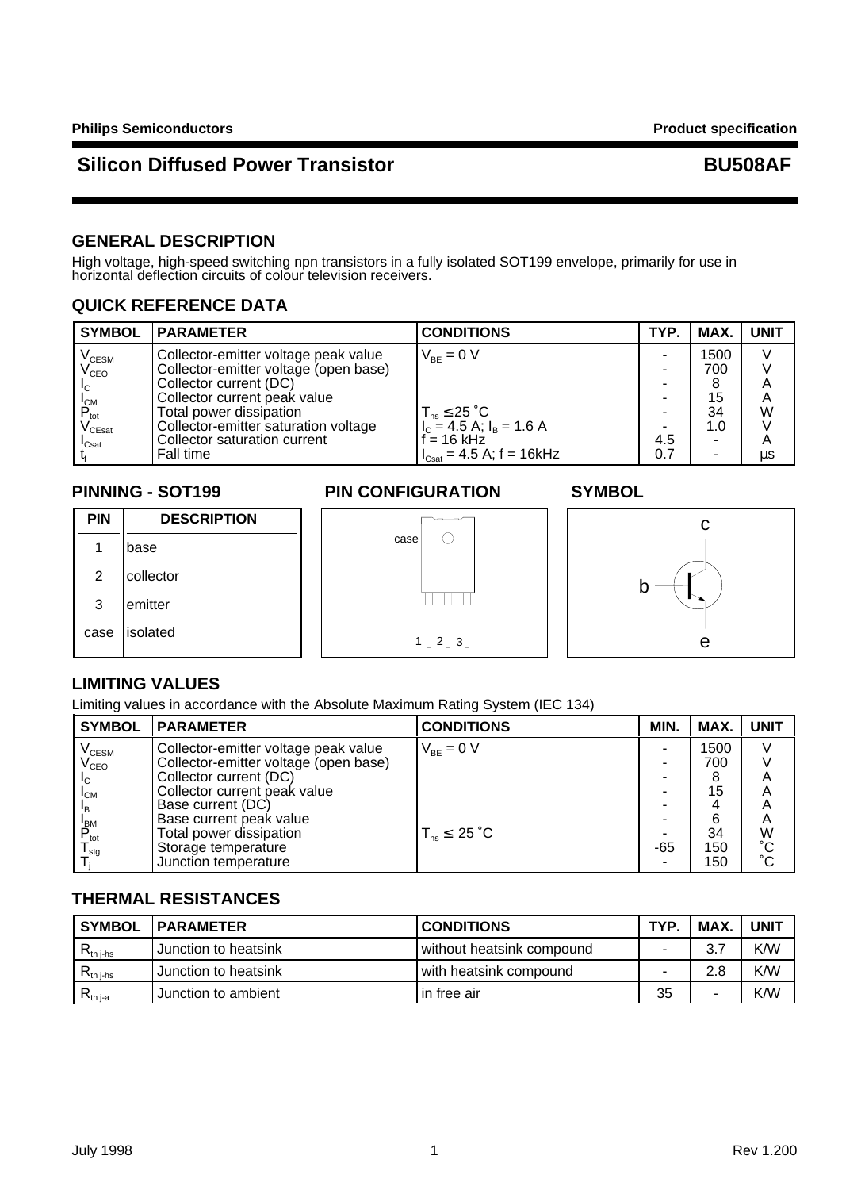Philips Semiconductors — Product specification

# Silicon Diffused Power Transistor — BU508AF

## GENERAL DESCRIPTION

High voltage, high-speed switching npn transistors in a fully isolated SOT199 envelope, primarily for use in horizontal deflection circuits of colour television receivers.

## QUICK REFERENCE DATA

| SYMBOL | PARAMETER | CONDITIONS | TYP. | MAX. | UNIT |
|---|---|---|---|---|---|
| $V_{CESM}$ | Collector-emitter voltage peak value | $V_{BE}$ = 0 V | - | 1500 | V |
| $V_{CEO}$ | Collector-emitter voltage (open base) | | - | 700 | V |
| $I_C$ | Collector current (DC) | | - | 8 | A |
| $I_{CM}$ | Collector current peak value | | - | 15 | A |
| $P_{tot}$ | Total power dissipation | $T_{hs} \leq 25$ ˚C | - | 34 | W |
| $V_{CEsat}$ | Collector-emitter saturation voltage | $I_C$ = 4.5 A; $I_B$ = 1.6 A | - | 1.0 | V |
| $I_{Csat}$ | Collector saturation current | f = 16 kHz | 4.5 | - | A |
| $t_f$ | Fall time | $I_{Csat}$ = 4.5 A; f = 16kHz | 0.7 | - | µs |

## PINNING - SOT199

| PIN | DESCRIPTION |
|---|---|
| 1 | base |
| 2 | collector |
| 3 | emitter |
| case | isolated |

## PIN CONFIGURATION

case

1 2 3

## SYMBOL

c

b

e

## LIMITING VALUES

Limiting values in accordance with the Absolute Maximum Rating System (IEC 134)

| SYMBOL | PARAMETER | CONDITIONS | MIN. | MAX. | UNIT |
|---|---|---|---|---|---|
| $V_{CESM}$ | Collector-emitter voltage peak value | $V_{BE}$ = 0 V | - | 1500 | V |
| $V_{CEO}$ | Collector-emitter voltage (open base) | | - | 700 | V |
| $I_C$ | Collector current (DC) | | - | 8 | A |
| $I_{CM}$ | Collector current peak value | | - | 15 | A |
| $I_B$ | Base current (DC) | | - | 4 | A |
| $I_{BM}$ | Base current peak value | | - | 6 | A |
| $P_{tot}$ | Total power dissipation | $T_{hs} \leq 25$ ˚C | - | 34 | W |
| $T_{stg}$ | Storage temperature | | -65 | 150 | ˚C |
| $T_j$ | Junction temperature | | - | 150 | ˚C |

## THERMAL RESISTANCES

| SYMBOL | PARAMETER | CONDITIONS | TYP. | MAX. | UNIT |
|---|---|---|---|---|---|
| $R_{th\,j\text{-}hs}$ | Junction to heatsink | without heatsink compound | - | 3.7 | K/W |
| $R_{th\,j\text{-}hs}$ | Junction to heatsink | with heatsink compound | - | 2.8 | K/W |
| $R_{th\,j\text{-}a}$ | Junction to ambient | in free air | 35 | - | K/W |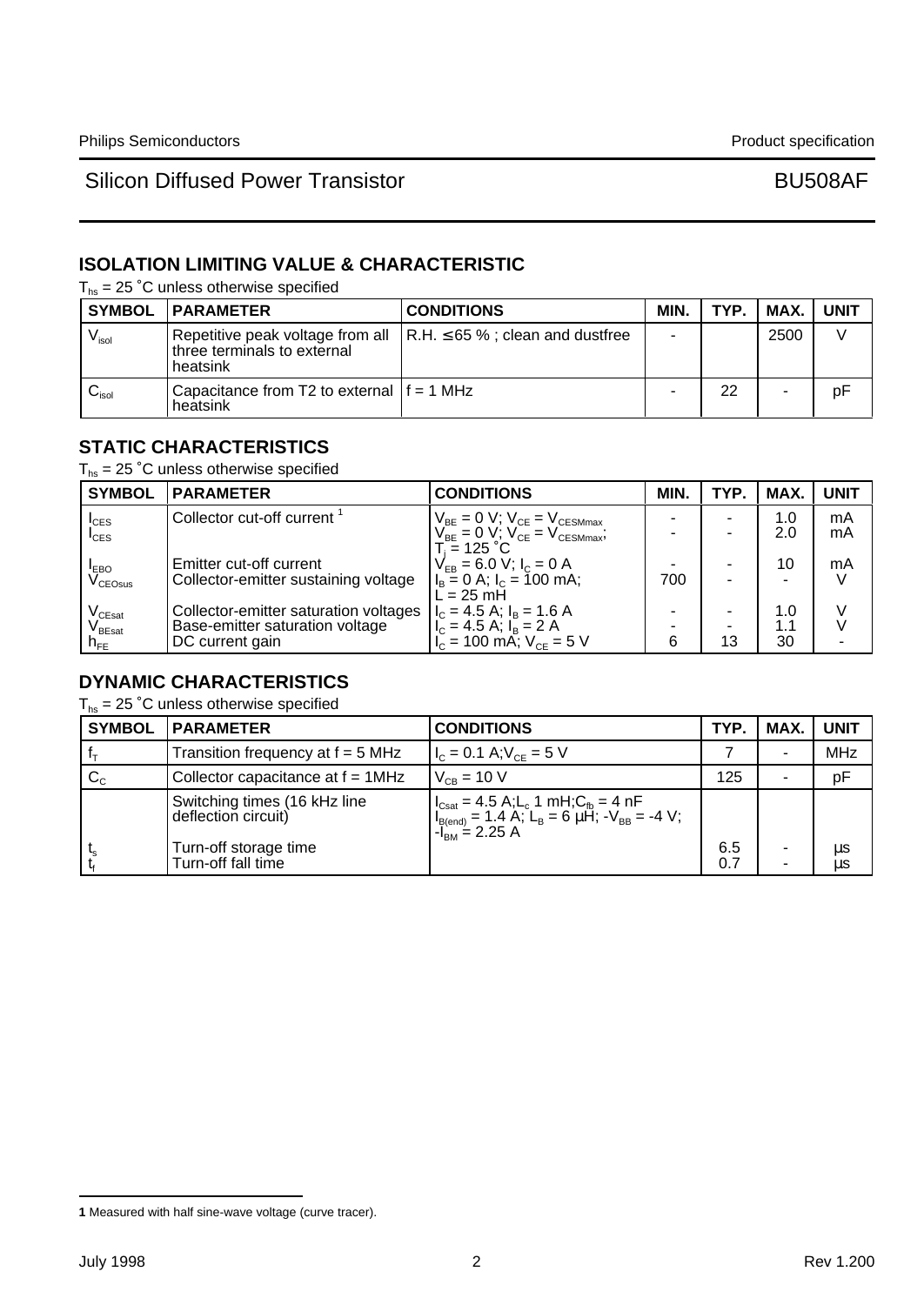## ISOLATION LIMITING VALUE & CHARACTERISTIC

$T_{hs}$ = 25 ˚C unless otherwise specified

| SYMBOL | PARAMETER | CONDITIONS | MIN. | TYP. | MAX. | UNIT |
|---|---|---|---|---|---|---|
| $V_{isol}$ | Repetitive peak voltage from all three terminals to external heatsink | R.H. ≤ 65 % ; clean and dustfree | - | | 2500 | V |
| $C_{isol}$ | Capacitance from T2 to external heatsink | f = 1 MHz | - | 22 | - | pF |

## STATIC CHARACTERISTICS

$T_{hs}$ = 25 ˚C unless otherwise specified

| SYMBOL | PARAMETER | CONDITIONS | MIN. | TYP. | MAX. | UNIT |
|---|---|---|---|---|---|---|
| $I_{CES}$ | Collector cut-off current [1] | $V_{BE}$ = 0 V; $V_{CE}$ = $V_{CESMmax}$ | - | - | 1.0 | mA |
| $I_{CES}$ | | $V_{BE}$ = 0 V; $V_{CE}$ = $V_{CESMmax}$; $T_j$ = 125 ˚C | - | - | 2.0 | mA |
| $I_{EBO}$ | Emitter cut-off current | $V_{EB}$ = 6.0 V; $I_C$ = 0 A | - | - | 10 | mA |
| $V_{CEOsus}$ | Collector-emitter sustaining voltage | $I_B$ = 0 A; $I_C$ = 100 mA; L = 25 mH | 700 | - | - | V |
| $V_{CEsat}$ | Collector-emitter saturation voltages | $I_C$ = 4.5 A; $I_B$ = 1.6 A | - | - | 1.0 | V |
| $V_{BEsat}$ | Base-emitter saturation voltage | $I_C$ = 4.5 A; $I_B$ = 2 A | - | - | 1.1 | V |
| $h_{FE}$ | DC current gain | $I_C$ = 100 mA; $V_{CE}$ = 5 V | 6 | 13 | 30 | - |

## DYNAMIC CHARACTERISTICS

$T_{hs}$ = 25 ˚C unless otherwise specified

| SYMBOL | PARAMETER | CONDITIONS | TYP. | MAX. | UNIT |
|---|---|---|---|---|---|
| $f_T$ | Transition frequency at f = 5 MHz | $I_C$ = 0.1 A;$V_{CE}$ = 5 V | 7 | - | MHz |
| $C_C$ | Collector capacitance at f = 1MHz | $V_{CB}$ = 10 V | 125 | - | pF |
| | Switching times (16 kHz line deflection circuit) | $I_{Csat}$ = 4.5 A;$L_c$ 1 mH;$C_{fb}$ = 4 nF $I_{B(end)}$ = 1.4 A; $L_B$ = 6 µH; -$V_{BB}$ = -4 V; -$I_{BM}$ = 2.25 A | | | |
| $t_s$ | Turn-off storage time | | 6.5 | - | µs |
| $t_f$ | Turn-off fall time | | 0.7 | - | µs |

**1** Measured with half sine-wave voltage (curve tracer).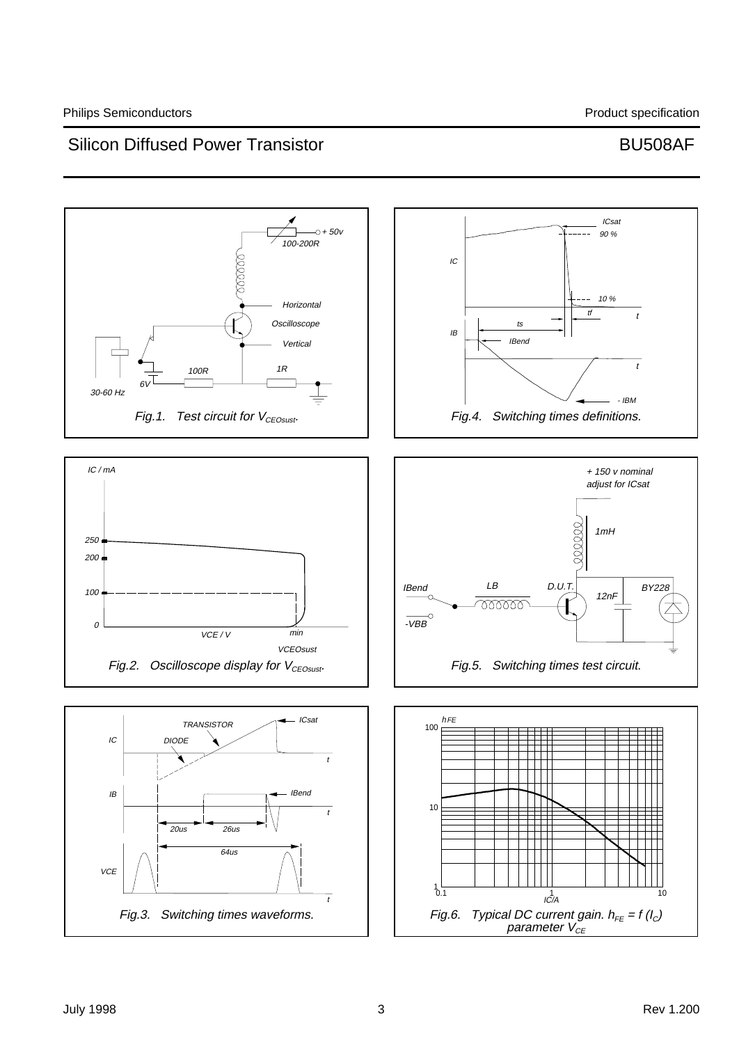Fig.1. Test circuit for $V_{CEOsust}$.

Fig.4. Switching times definitions.

Fig.2. Oscilloscope display for $V_{CEOsust}$.

Fig.5. Switching times test circuit.

Fig.3. Switching times waveforms.

Fig.6. Typical DC current gain. $h_{FE} = f(I_C)$ parameter $V_{CE}$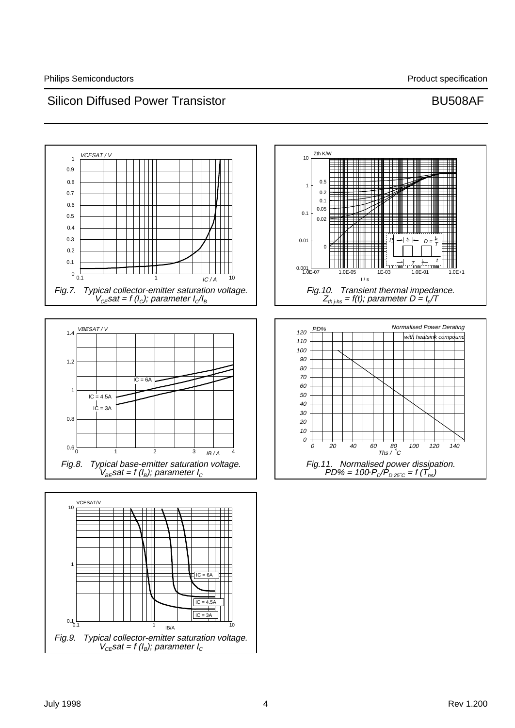Fig.7. Typical collector-emitter saturation voltage. $V_{CE}sat = f(I_C)$; parameter $I_C/I_B$

Fig.10. Transient thermal impedance. $Z_{th\,j\text{-}hs} = f(t)$; parameter $D = t_p/T$

Fig.8. Typical base-emitter saturation voltage. $V_{BE}sat = f(I_B)$; parameter $I_C$

Fig.11. Normalised power dissipation. $PD\% = 100 \cdot P_D/P_{D\,25°C} = f(T_{hs})$

Fig.9. Typical collector-emitter saturation voltage. $V_{CE}sat = f(I_B)$; parameter $I_C$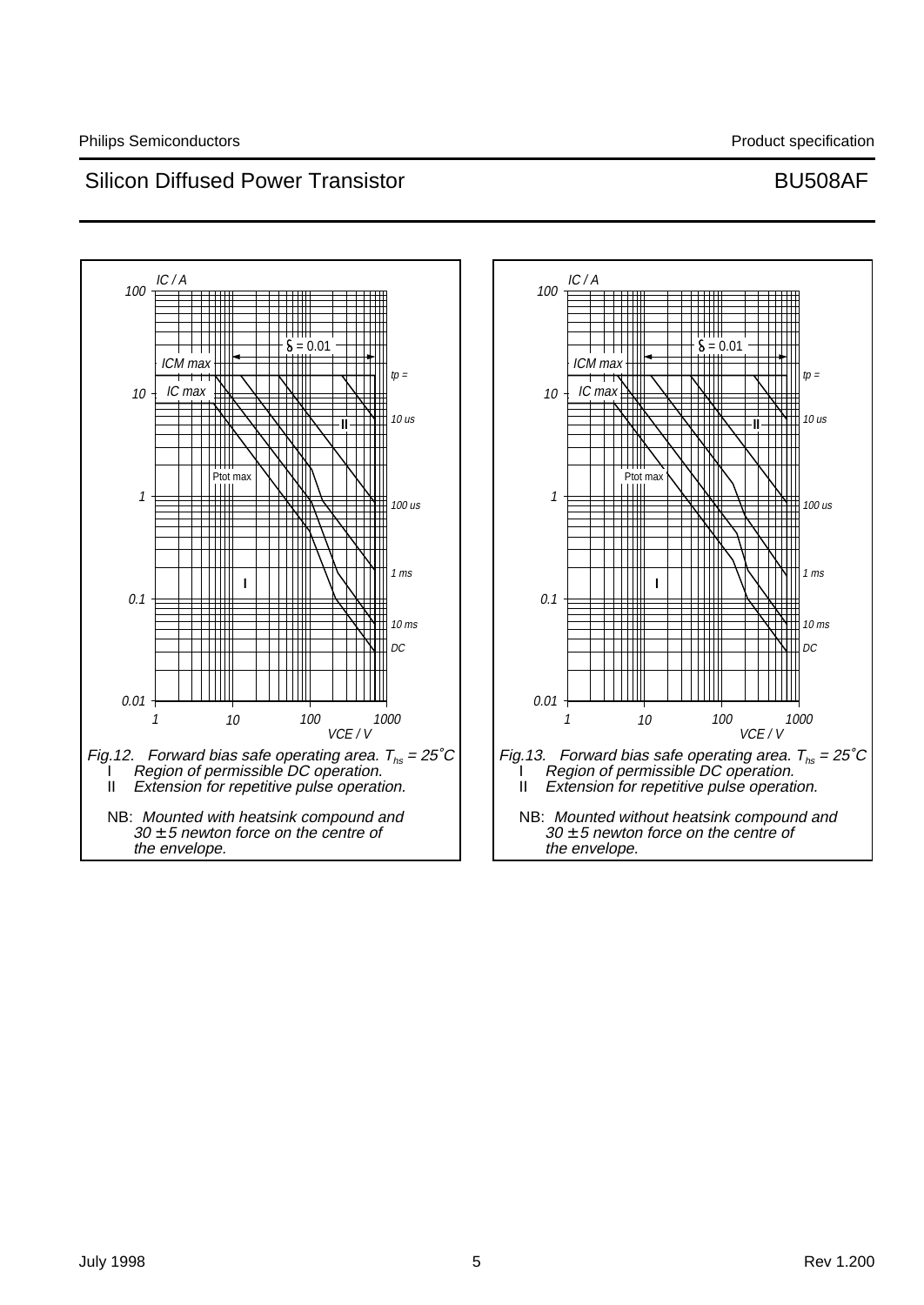Fig.12. Forward bias safe operating area. $T_{hs} = 25˚C$
I Region of permissible DC operation.
II Extension for repetitive pulse operation.

NB: Mounted with heatsink compound and $30 \pm 5$ newton force on the centre of the envelope.

Fig.13. Forward bias safe operating area. $T_{hs} = 25˚C$
I Region of permissible DC operation.
II Extension for repetitive pulse operation.

NB: Mounted without heatsink compound and $30 \pm 5$ newton force on the centre of the envelope.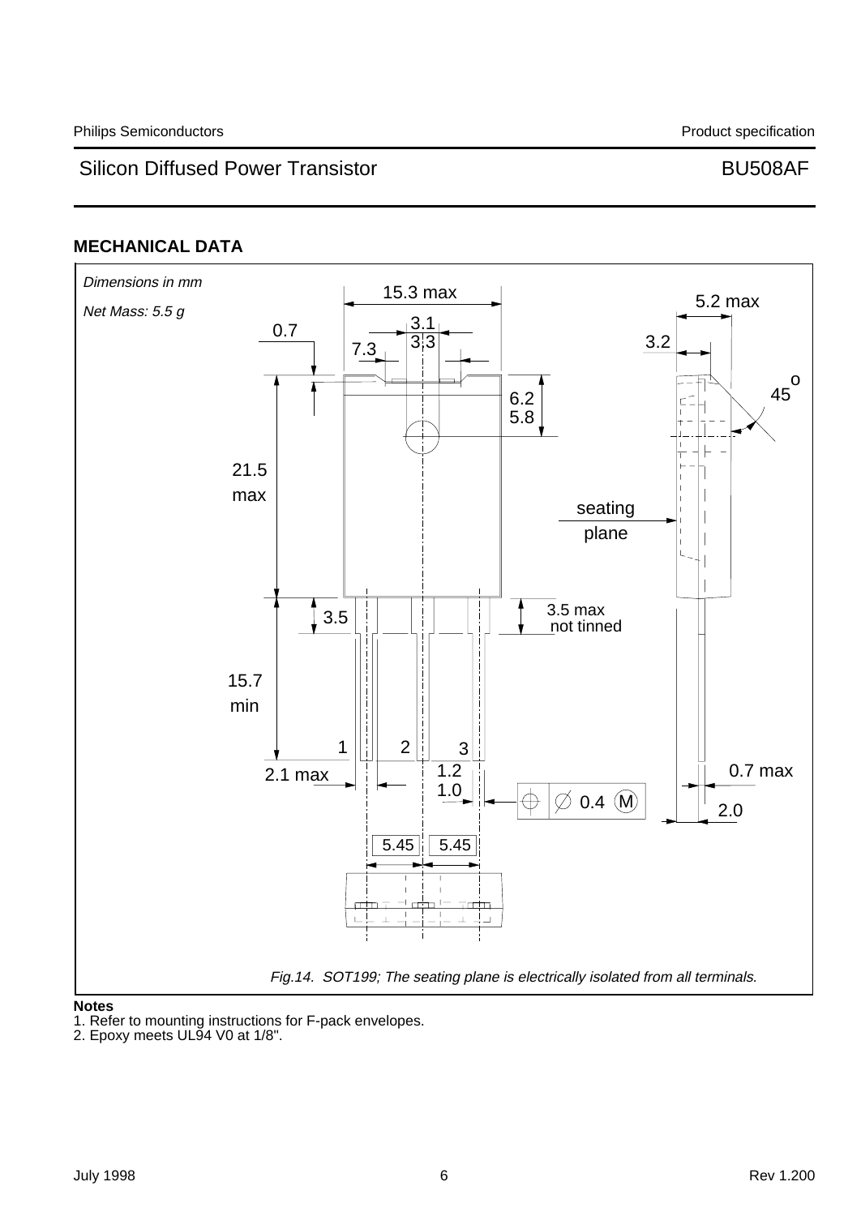## MECHANICAL DATA

*Dimensions in mm*

*Net Mass: 5.5 g*

*Fig.14. SOT199; The seating plane is electrically isolated from all terminals.*

**Notes**

1. Refer to mounting instructions for F-pack envelopes.
2. Epoxy meets UL94 V0 at 1/8".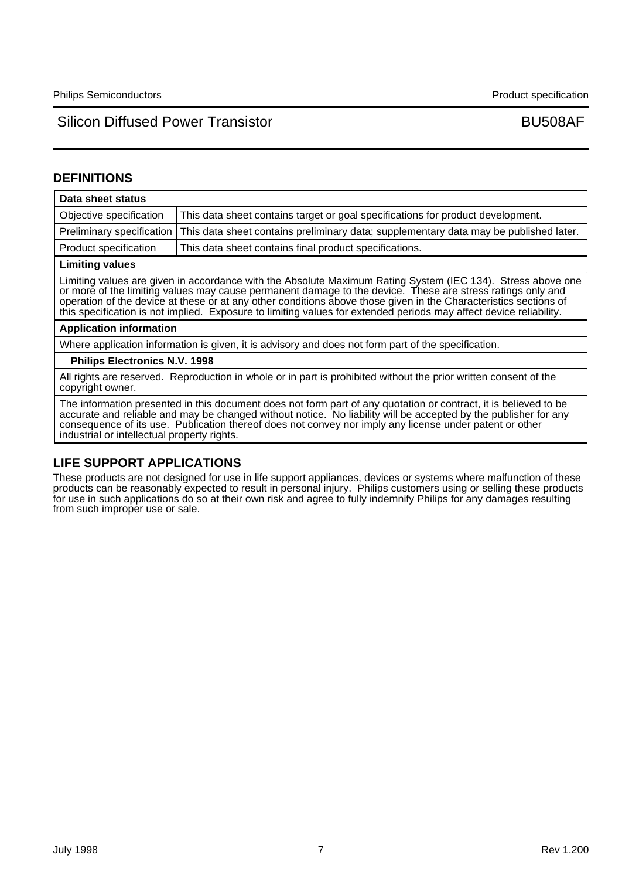## DEFINITIONS

| Data sheet status | |
|---|---|
| Objective specification | This data sheet contains target or goal specifications for product development. |
| Preliminary specification | This data sheet contains preliminary data; supplementary data may be published later. |
| Product specification | This data sheet contains final product specifications. |
| **Limiting values** | |
| Limiting values are given in accordance with the Absolute Maximum Rating System (IEC 134). Stress above one or more of the limiting values may cause permanent damage to the device. These are stress ratings only and operation of the device at these or at any other conditions above those given in the Characteristics sections of this specification is not implied. Exposure to limiting values for extended periods may affect device reliability. | |
| **Application information** | |
| Where application information is given, it is advisory and does not form part of the specification. | |

**Philips Electronics N.V. 1998**

All rights are reserved. Reproduction in whole or in part is prohibited without the prior written consent of the copyright owner.

The information presented in this document does not form part of any quotation or contract, it is believed to be accurate and reliable and may be changed without notice. No liability will be accepted by the publisher for any consequence of its use. Publication thereof does not convey nor imply any license under patent or other industrial or intellectual property rights.

## LIFE SUPPORT APPLICATIONS

These products are not designed for use in life support appliances, devices or systems where malfunction of these products can be reasonably expected to result in personal injury. Philips customers using or selling these products for use in such applications do so at their own risk and agree to fully indemnify Philips for any damages resulting from such improper use or sale.